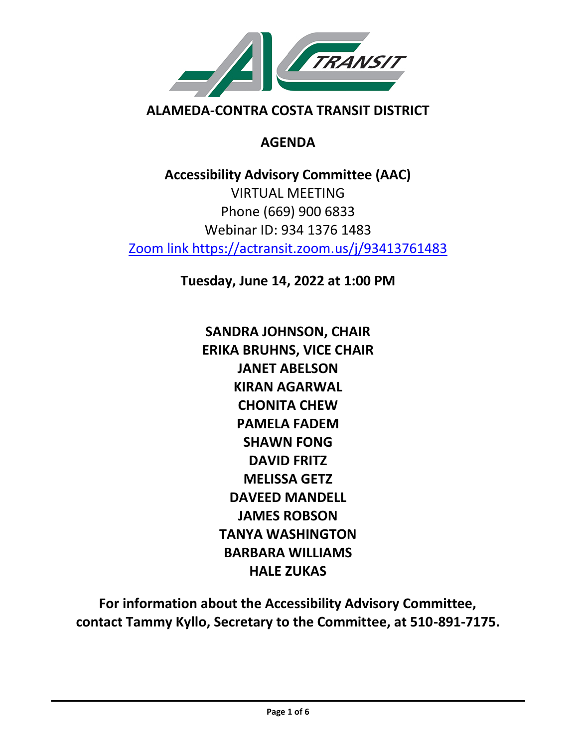# ALAMEDA-CONTRA COSTA TRANSIT DISTRICT

## AGENDA

**Accessibility Advisory Committee (AAC)**
VIRTUAL MEETING
Phone (669) 900 6833
Webinar ID: 934 1376 1483
[Zoom link https://actransit.zoom.us/j/93413761483](https://actransit.zoom.us/j/93413761483)

**Tuesday, June 14, 2022 at 1:00 PM**

**SANDRA JOHNSON, CHAIR**
**ERIKA BRUHNS, VICE CHAIR**
**JANET ABELSON**
**KIRAN AGARWAL**
**CHONITA CHEW**
**PAMELA FADEM**
**SHAWN FONG**
**DAVID FRITZ**
**MELISSA GETZ**
**DAVEED MANDELL**
**JAMES ROBSON**
**TANYA WASHINGTON**
**BARBARA WILLIAMS**
**HALE ZUKAS**

**For information about the Accessibility Advisory Committee, contact Tammy Kyllo, Secretary to the Committee, at 510-891-7175.**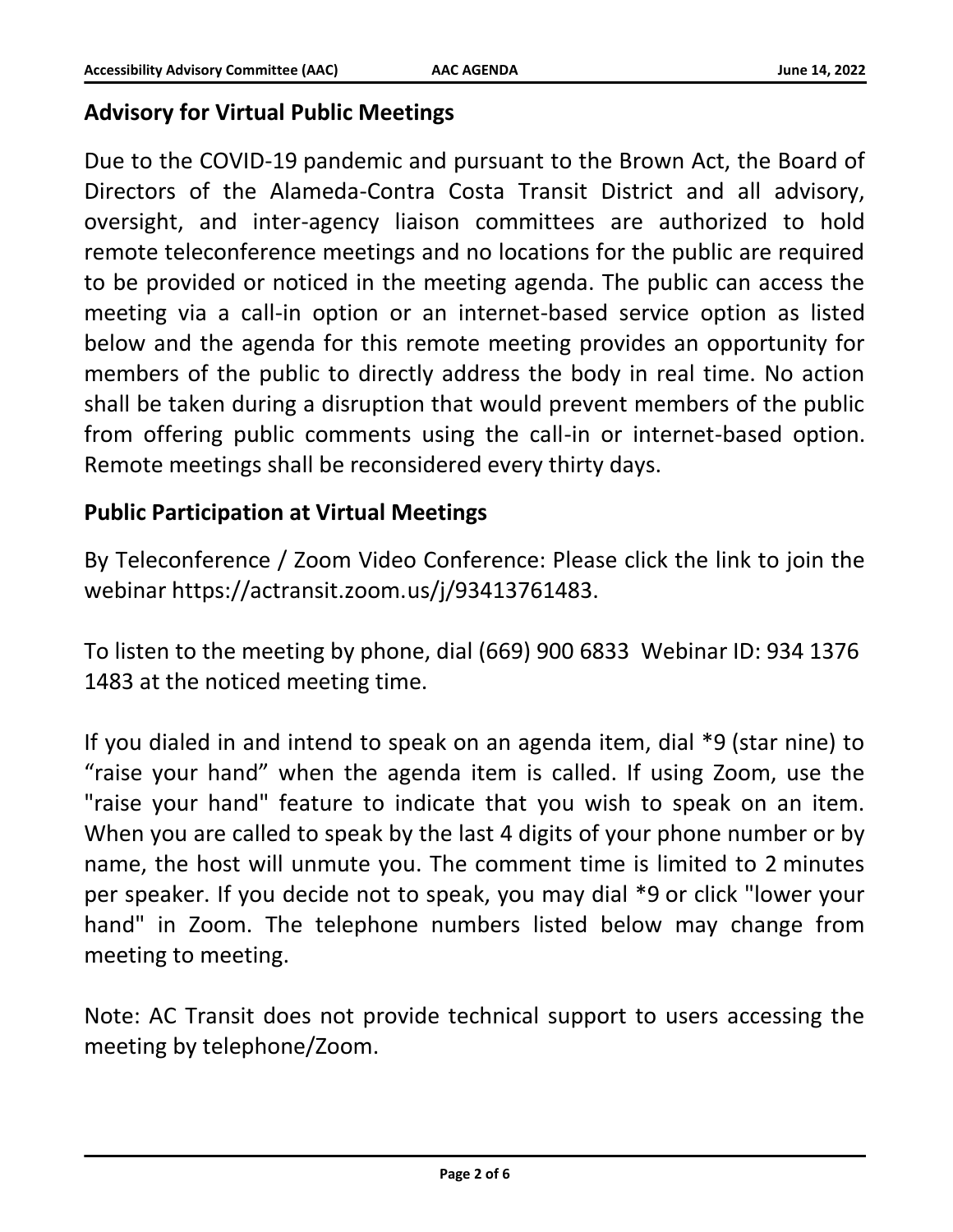## Advisory for Virtual Public Meetings

Due to the COVID-19 pandemic and pursuant to the Brown Act, the Board of Directors of the Alameda-Contra Costa Transit District and all advisory, oversight, and inter-agency liaison committees are authorized to hold remote teleconference meetings and no locations for the public are required to be provided or noticed in the meeting agenda. The public can access the meeting via a call-in option or an internet-based service option as listed below and the agenda for this remote meeting provides an opportunity for members of the public to directly address the body in real time. No action shall be taken during a disruption that would prevent members of the public from offering public comments using the call-in or internet-based option. Remote meetings shall be reconsidered every thirty days.

## Public Participation at Virtual Meetings

By Teleconference / Zoom Video Conference: Please click the link to join the webinar https://actransit.zoom.us/j/93413761483.

To listen to the meeting by phone, dial (669) 900 6833  Webinar ID: 934 1376 1483 at the noticed meeting time.

If you dialed in and intend to speak on an agenda item, dial *9 (star nine) to "raise your hand" when the agenda item is called. If using Zoom, use the "raise your hand" feature to indicate that you wish to speak on an item. When you are called to speak by the last 4 digits of your phone number or by name, the host will unmute you. The comment time is limited to 2 minutes per speaker. If you decide not to speak, you may dial *9 or click "lower your hand" in Zoom. The telephone numbers listed below may change from meeting to meeting.

Note: AC Transit does not provide technical support to users accessing the meeting by telephone/Zoom.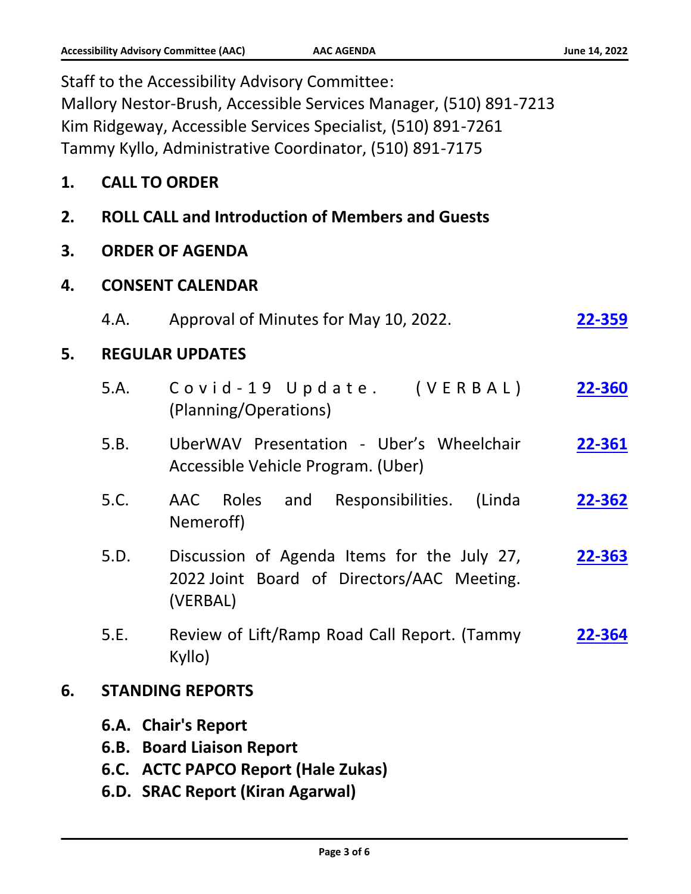Staff to the Accessibility Advisory Committee:
Mallory Nestor-Brush, Accessible Services Manager, (510) 891-7213
Kim Ridgeway, Accessible Services Specialist, (510) 891-7261
Tammy Kyllo, Administrative Coordinator, (510) 891-7175

## 1. CALL TO ORDER

## 2. ROLL CALL and Introduction of Members and Guests

## 3. ORDER OF AGENDA

## 4. CONSENT CALENDAR

4.A. Approval of Minutes for May 10, 2022. **22-359**

## 5. REGULAR UPDATES

5.A. Covid-19 Update. (VERBAL) (Planning/Operations) **22-360**

5.B. UberWAV Presentation - Uber's Wheelchair Accessible Vehicle Program. (Uber) **22-361**

5.C. AAC Roles and Responsibilities. (Linda Nemeroff) **22-362**

5.D. Discussion of Agenda Items for the July 27, 2022 Joint Board of Directors/AAC Meeting. (VERBAL) **22-363**

5.E. Review of Lift/Ramp Road Call Report. (Tammy Kyllo) **22-364**

## 6. STANDING REPORTS

**6.A. Chair's Report**
**6.B. Board Liaison Report**
**6.C. ACTC PAPCO Report (Hale Zukas)**
**6.D. SRAC Report (Kiran Agarwal)**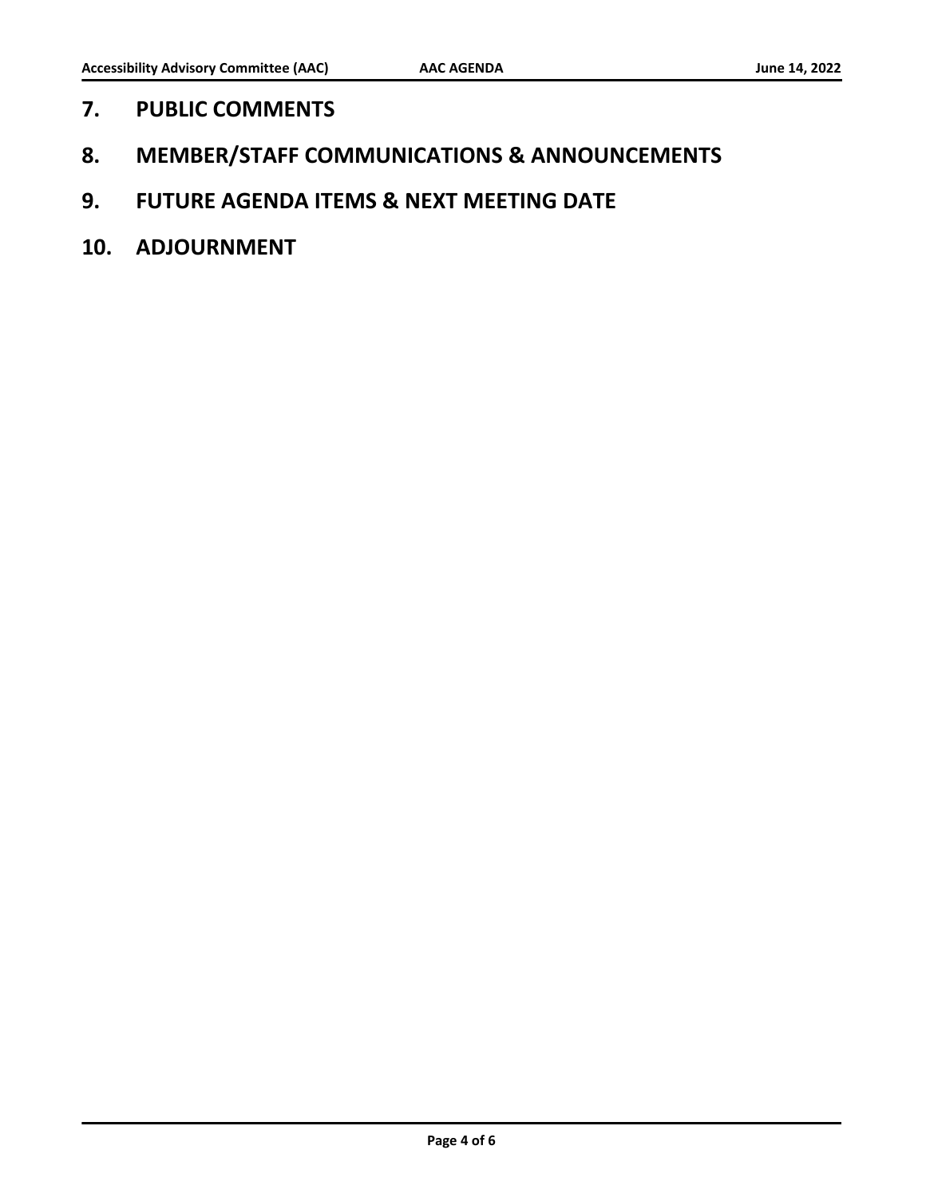## 7. PUBLIC COMMENTS

## 8. MEMBER/STAFF COMMUNICATIONS & ANNOUNCEMENTS

## 9. FUTURE AGENDA ITEMS & NEXT MEETING DATE

## 10. ADJOURNMENT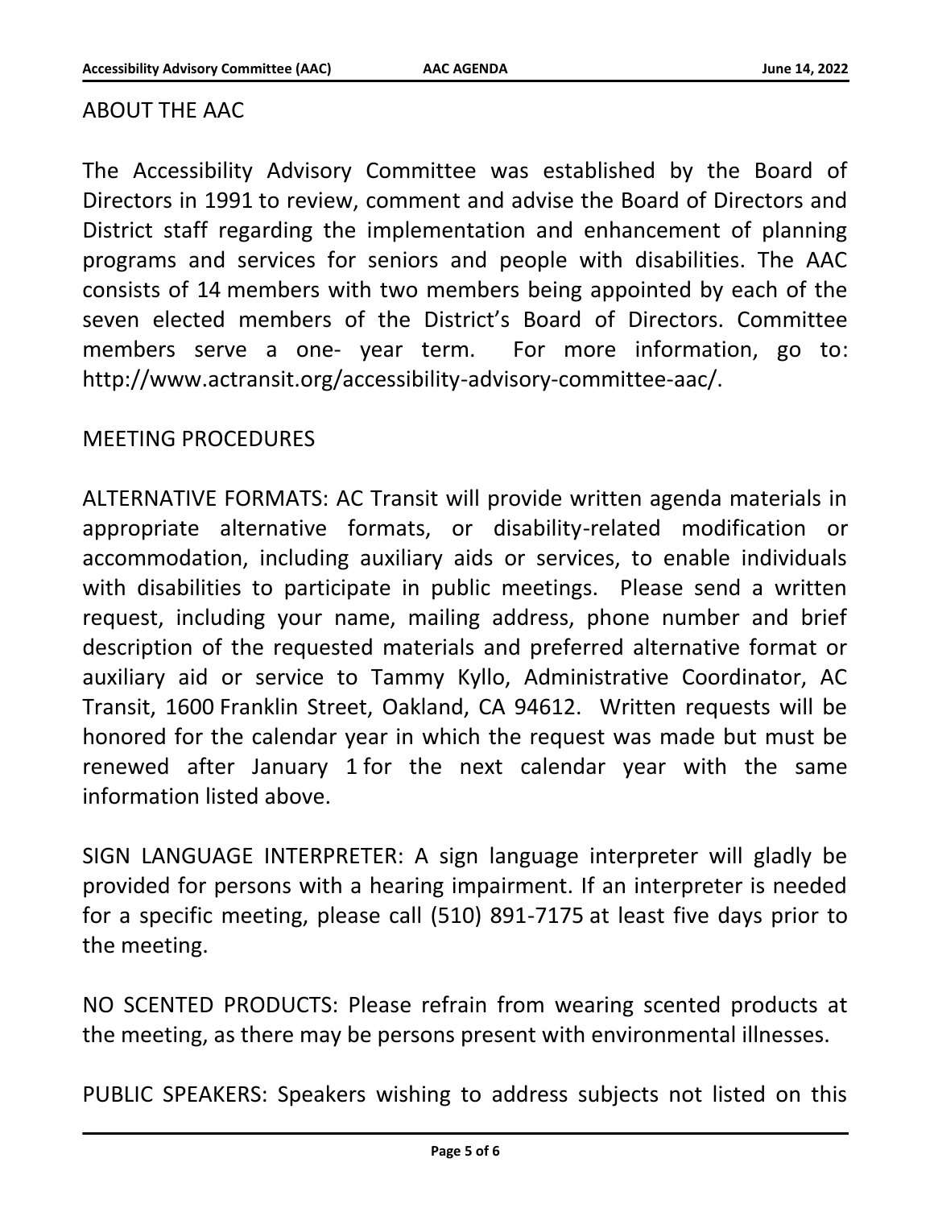## ABOUT THE AAC

The Accessibility Advisory Committee was established by the Board of Directors in 1991 to review, comment and advise the Board of Directors and District staff regarding the implementation and enhancement of planning programs and services for seniors and people with disabilities. The AAC consists of 14 members with two members being appointed by each of the seven elected members of the District's Board of Directors. Committee members serve a one- year term. For more information, go to: http://www.actransit.org/accessibility-advisory-committee-aac/.

## MEETING PROCEDURES

ALTERNATIVE FORMATS: AC Transit will provide written agenda materials in appropriate alternative formats, or disability-related modification or accommodation, including auxiliary aids or services, to enable individuals with disabilities to participate in public meetings. Please send a written request, including your name, mailing address, phone number and brief description of the requested materials and preferred alternative format or auxiliary aid or service to Tammy Kyllo, Administrative Coordinator, AC Transit, 1600 Franklin Street, Oakland, CA 94612. Written requests will be honored for the calendar year in which the request was made but must be renewed after January 1 for the next calendar year with the same information listed above.

SIGN LANGUAGE INTERPRETER: A sign language interpreter will gladly be provided for persons with a hearing impairment. If an interpreter is needed for a specific meeting, please call (510) 891-7175 at least five days prior to the meeting.

NO SCENTED PRODUCTS: Please refrain from wearing scented products at the meeting, as there may be persons present with environmental illnesses.

PUBLIC SPEAKERS: Speakers wishing to address subjects not listed on this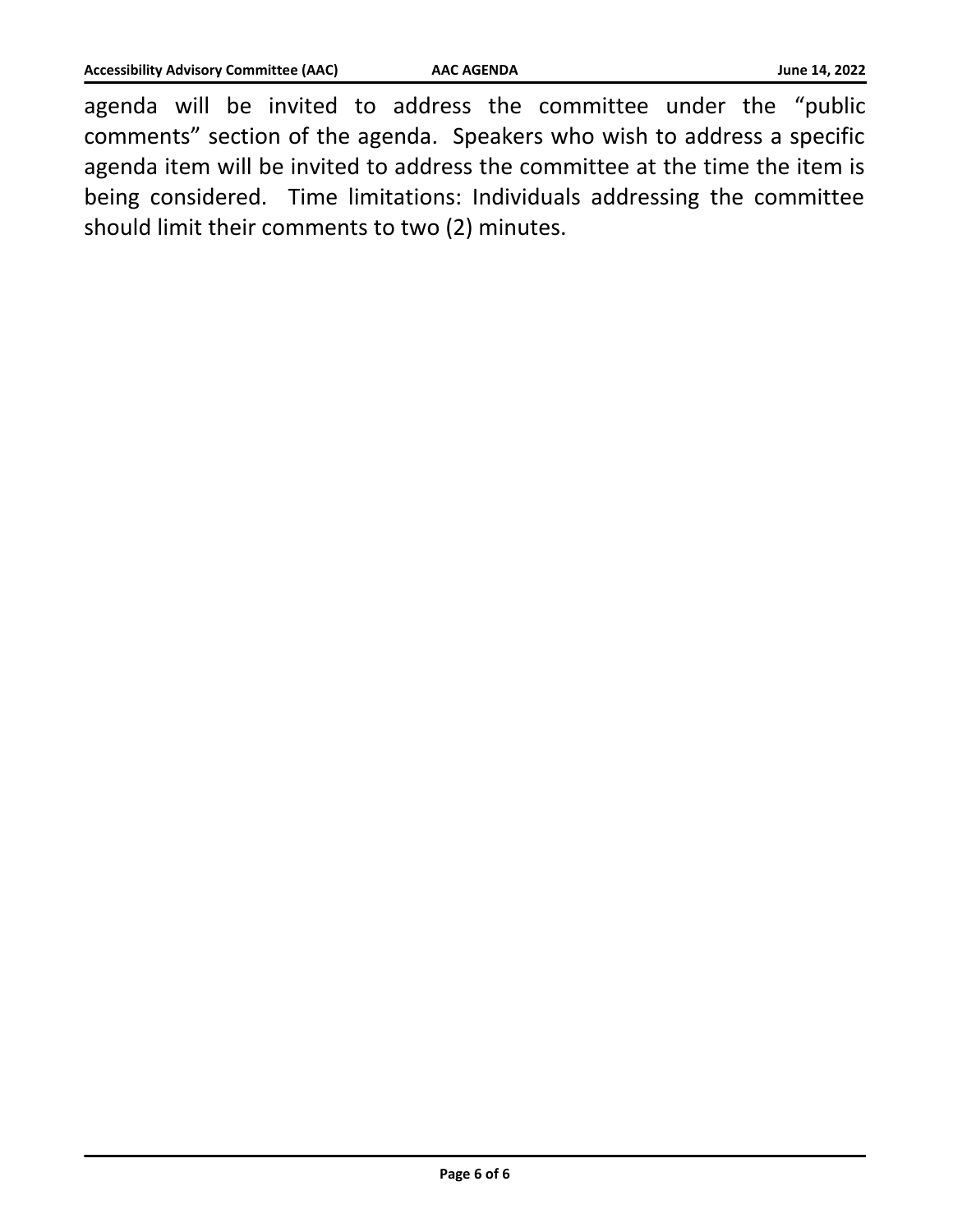agenda will be invited to address the committee under the "public comments" section of the agenda. Speakers who wish to address a specific agenda item will be invited to address the committee at the time the item is being considered. Time limitations: Individuals addressing the committee should limit their comments to two (2) minutes.